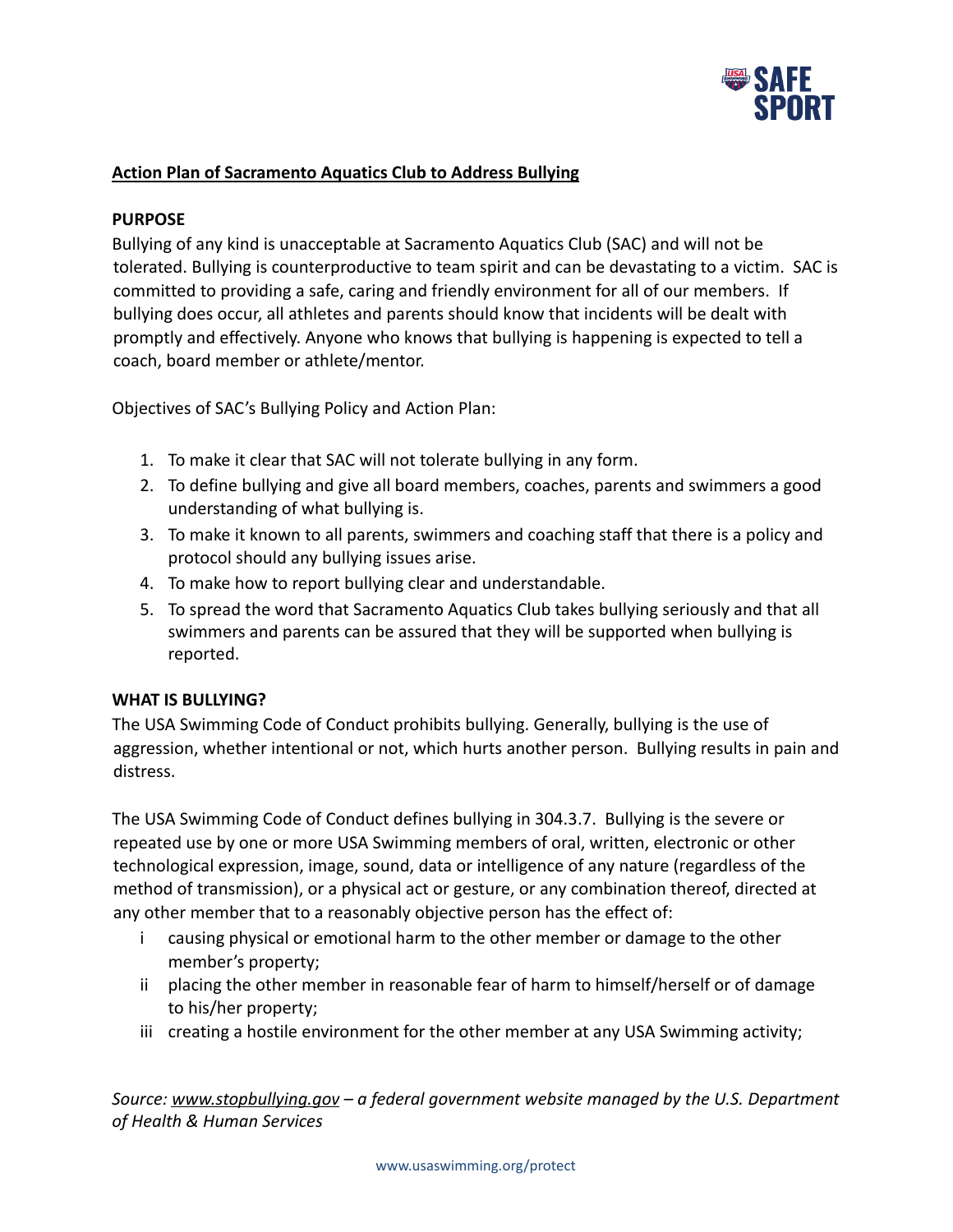## Action Plan of Sacramento Aquatics Club to Address Bullying

**PURPOSE**

Bullying of any kind is unacceptable at Sacramento Aquatics Club (SAC) and will not be tolerated. Bullying is counterproductive to team spirit and can be devastating to a victim. SAC is committed to providing a safe, caring and friendly environment for all of our members. If bullying does occur, all athletes and parents should know that incidents will be dealt with promptly and effectively. Anyone who knows that bullying is happening is expected to tell a coach, board member or athlete/mentor.

Objectives of SAC's Bullying Policy and Action Plan:

1. To make it clear that SAC will not tolerate bullying in any form.
2. To define bullying and give all board members, coaches, parents and swimmers a good understanding of what bullying is.
3. To make it known to all parents, swimmers and coaching staff that there is a policy and protocol should any bullying issues arise.
4. To make how to report bullying clear and understandable.
5. To spread the word that Sacramento Aquatics Club takes bullying seriously and that all swimmers and parents can be assured that they will be supported when bullying is reported.

**WHAT IS BULLYING?**

The USA Swimming Code of Conduct prohibits bullying. Generally, bullying is the use of aggression, whether intentional or not, which hurts another person. Bullying results in pain and distress.

The USA Swimming Code of Conduct defines bullying in 304.3.7. Bullying is the severe or repeated use by one or more USA Swimming members of oral, written, electronic or other technological expression, image, sound, data or intelligence of any nature (regardless of the method of transmission), or a physical act or gesture, or any combination thereof, directed at any other member that to a reasonably objective person has the effect of:

- i causing physical or emotional harm to the other member or damage to the other member's property;
- ii placing the other member in reasonable fear of harm to himself/herself or of damage to his/her property;
- iii creating a hostile environment for the other member at any USA Swimming activity;

*Source: www.stopbullying.gov – a federal government website managed by the U.S. Department of Health & Human Services*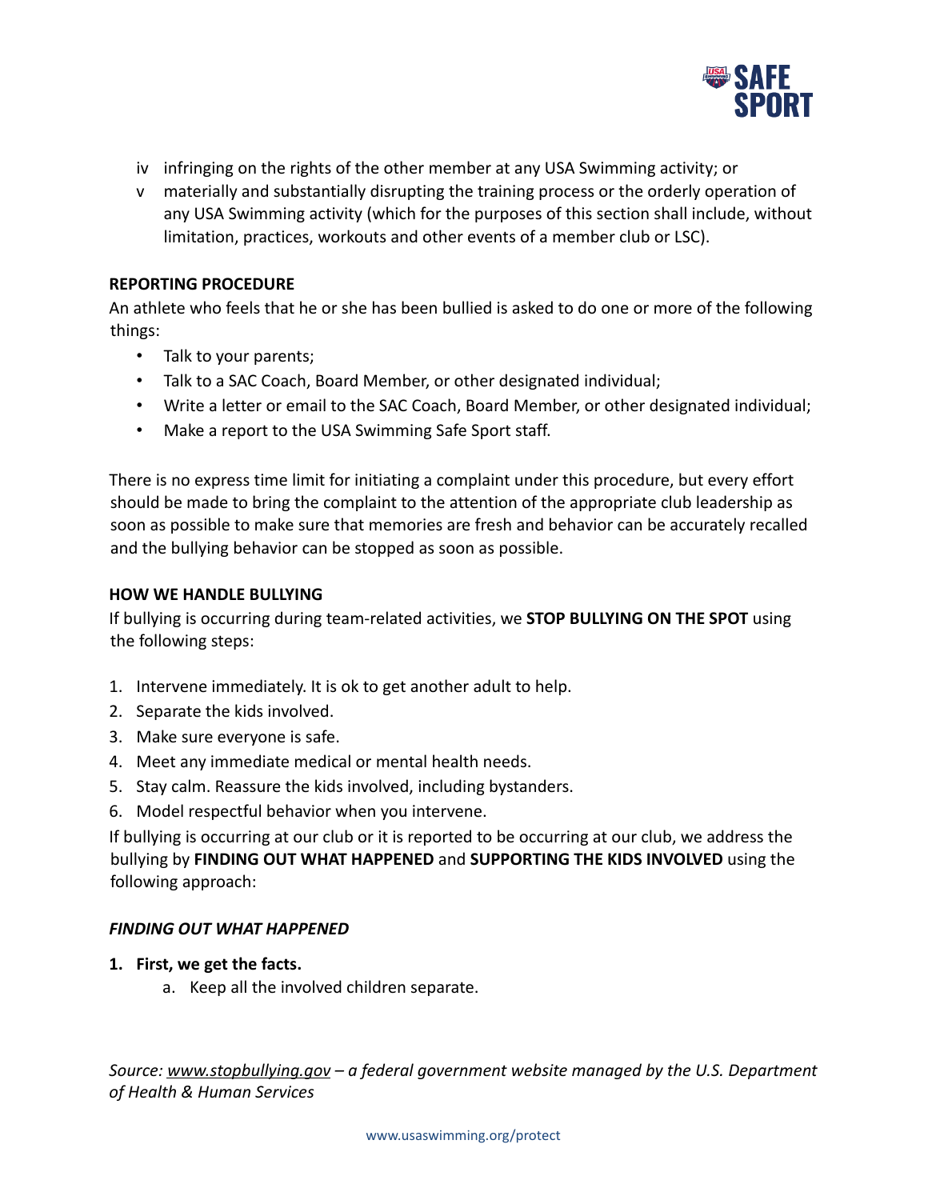iv infringing on the rights of the other member at any USA Swimming activity; or

v materially and substantially disrupting the training process or the orderly operation of any USA Swimming activity (which for the purposes of this section shall include, without limitation, practices, workouts and other events of a member club or LSC).

**REPORTING PROCEDURE**

An athlete who feels that he or she has been bullied is asked to do one or more of the following things:

- Talk to your parents;
- Talk to a SAC Coach, Board Member, or other designated individual;
- Write a letter or email to the SAC Coach, Board Member, or other designated individual;
- Make a report to the USA Swimming Safe Sport staff.

There is no express time limit for initiating a complaint under this procedure, but every effort should be made to bring the complaint to the attention of the appropriate club leadership as soon as possible to make sure that memories are fresh and behavior can be accurately recalled and the bullying behavior can be stopped as soon as possible.

**HOW WE HANDLE BULLYING**

If bullying is occurring during team-related activities, we **STOP BULLYING ON THE SPOT** using the following steps:

1. Intervene immediately. It is ok to get another adult to help.
2. Separate the kids involved.
3. Make sure everyone is safe.
4. Meet any immediate medical or mental health needs.
5. Stay calm. Reassure the kids involved, including bystanders.
6. Model respectful behavior when you intervene.

If bullying is occurring at our club or it is reported to be occurring at our club, we address the bullying by **FINDING OUT WHAT HAPPENED** and **SUPPORTING THE KIDS INVOLVED** using the following approach:

***FINDING OUT WHAT HAPPENED***

1. **First, we get the facts.**
    a. Keep all the involved children separate.

*Source: www.stopbullying.gov – a federal government website managed by the U.S. Department of Health & Human Services*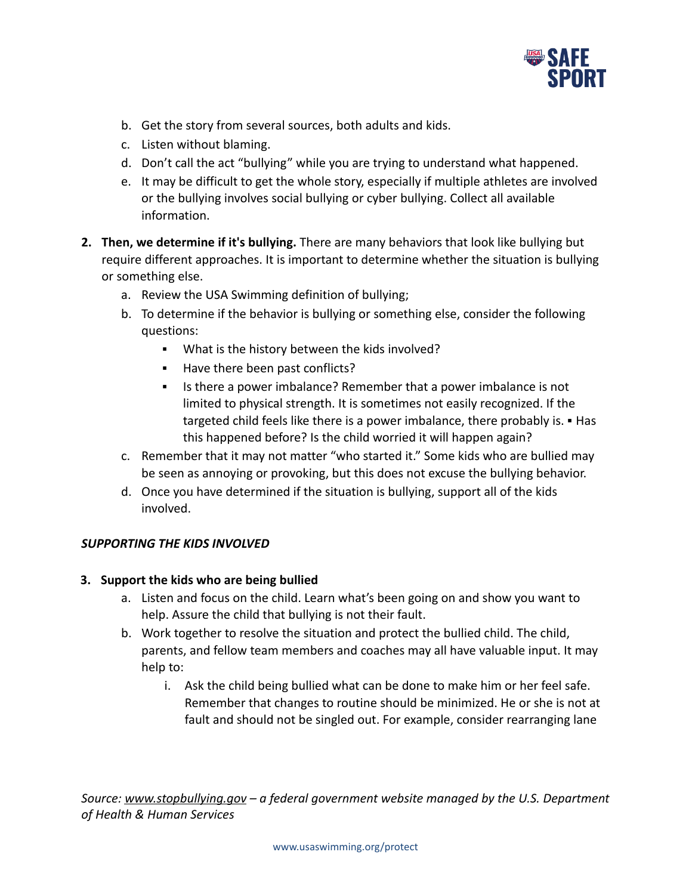b. Get the story from several sources, both adults and kids.
   c. Listen without blaming.
   d. Don't call the act "bullying" while you are trying to understand what happened.
   e. It may be difficult to get the whole story, especially if multiple athletes are involved or the bullying involves social bullying or cyber bullying. Collect all available information.

2. **Then, we determine if it's bullying.** There are many behaviors that look like bullying but require different approaches. It is important to determine whether the situation is bullying or something else.
   a. Review the USA Swimming definition of bullying;
   b. To determine if the behavior is bullying or something else, consider the following questions:
      - What is the history between the kids involved?
      - Have there been past conflicts?
      - Is there a power imbalance? Remember that a power imbalance is not limited to physical strength. It is sometimes not easily recognized. If the targeted child feels like there is a power imbalance, there probably is. ▪ Has this happened before? Is the child worried it will happen again?
   c. Remember that it may not matter "who started it." Some kids who are bullied may be seen as annoying or provoking, but this does not excuse the bullying behavior.
   d. Once you have determined if the situation is bullying, support all of the kids involved.

***SUPPORTING THE KIDS INVOLVED***

3. **Support the kids who are being bullied**
   a. Listen and focus on the child. Learn what's been going on and show you want to help. Assure the child that bullying is not their fault.
   b. Work together to resolve the situation and protect the bullied child. The child, parents, and fellow team members and coaches may all have valuable input. It may help to:
      i. Ask the child being bullied what can be done to make him or her feel safe. Remember that changes to routine should be minimized. He or she is not at fault and should not be singled out. For example, consider rearranging lane

*Source: www.stopbullying.gov – a federal government website managed by the U.S. Department of Health & Human Services*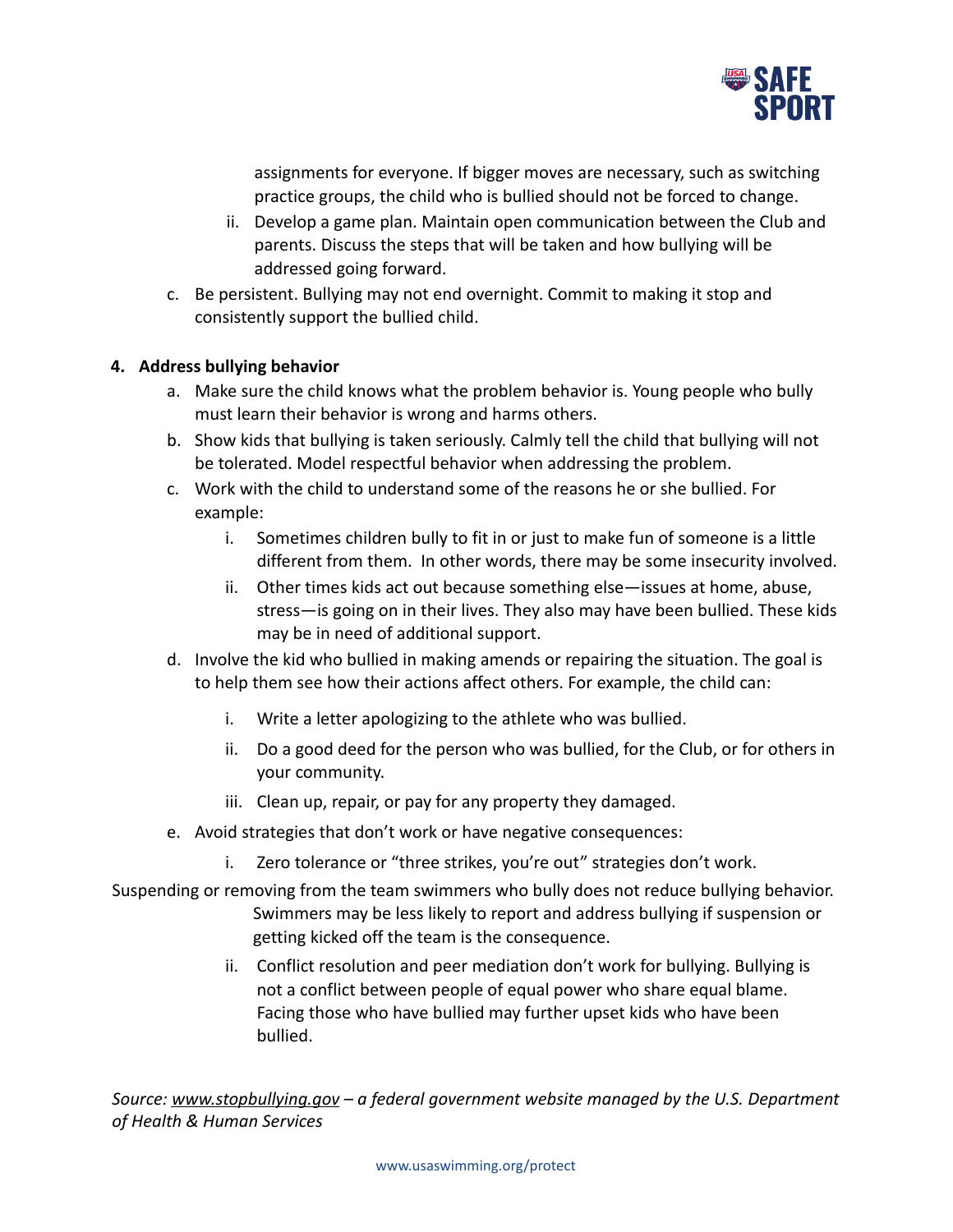assignments for everyone. If bigger moves are necessary, such as switching practice groups, the child who is bullied should not be forced to change.

   ii. Develop a game plan. Maintain open communication between the Club and parents. Discuss the steps that will be taken and how bullying will be addressed going forward.

c. Be persistent. Bullying may not end overnight. Commit to making it stop and consistently support the bullied child.

**4. Address bullying behavior**

a. Make sure the child knows what the problem behavior is. Young people who bully must learn their behavior is wrong and harms others.

b. Show kids that bullying is taken seriously. Calmly tell the child that bullying will not be tolerated. Model respectful behavior when addressing the problem.

c. Work with the child to understand some of the reasons he or she bullied. For example:

   i. Sometimes children bully to fit in or just to make fun of someone is a little different from them. In other words, there may be some insecurity involved.

   ii. Other times kids act out because something else—issues at home, abuse, stress—is going on in their lives. They also may have been bullied. These kids may be in need of additional support.

d. Involve the kid who bullied in making amends or repairing the situation. The goal is to help them see how their actions affect others. For example, the child can:

   i. Write a letter apologizing to the athlete who was bullied.

   ii. Do a good deed for the person who was bullied, for the Club, or for others in your community.

   iii. Clean up, repair, or pay for any property they damaged.

e. Avoid strategies that don't work or have negative consequences:

   i. Zero tolerance or "three strikes, you're out" strategies don't work. Suspending or removing from the team swimmers who bully does not reduce bullying behavior. Swimmers may be less likely to report and address bullying if suspension or getting kicked off the team is the consequence.

   ii. Conflict resolution and peer mediation don't work for bullying. Bullying is not a conflict between people of equal power who share equal blame. Facing those who have bullied may further upset kids who have been bullied.

*Source: www.stopbullying.gov – a federal government website managed by the U.S. Department of Health & Human Services*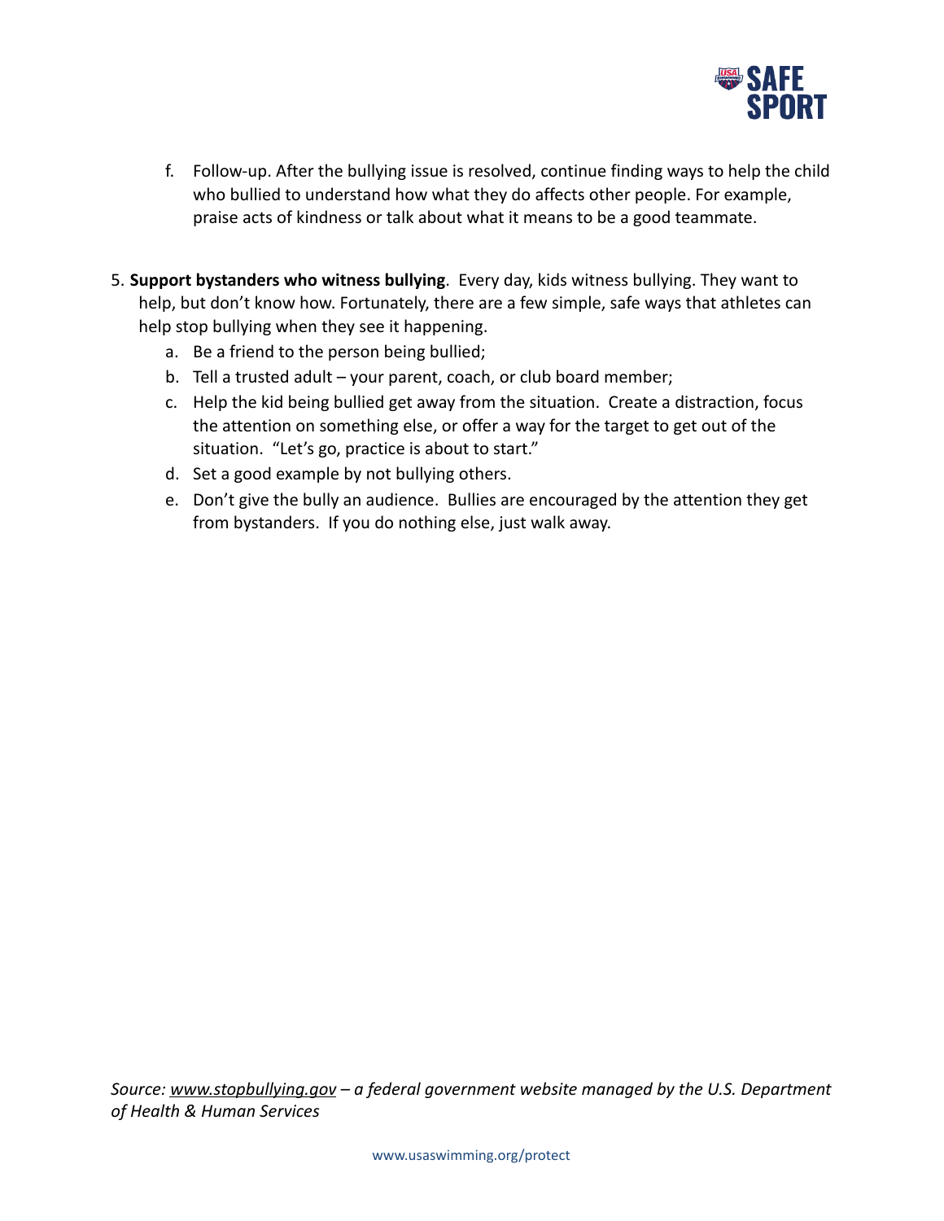f. Follow-up. After the bullying issue is resolved, continue finding ways to help the child who bullied to understand how what they do affects other people. For example, praise acts of kindness or talk about what it means to be a good teammate.

5. **Support bystanders who witness bullying**. Every day, kids witness bullying. They want to help, but don't know how. Fortunately, there are a few simple, safe ways that athletes can help stop bullying when they see it happening.
   a. Be a friend to the person being bullied;
   b. Tell a trusted adult – your parent, coach, or club board member;
   c. Help the kid being bullied get away from the situation. Create a distraction, focus the attention on something else, or offer a way for the target to get out of the situation. "Let's go, practice is about to start."
   d. Set a good example by not bullying others.
   e. Don't give the bully an audience. Bullies are encouraged by the attention they get from bystanders. If you do nothing else, just walk away.

*Source: www.stopbullying.gov – a federal government website managed by the U.S. Department of Health & Human Services*